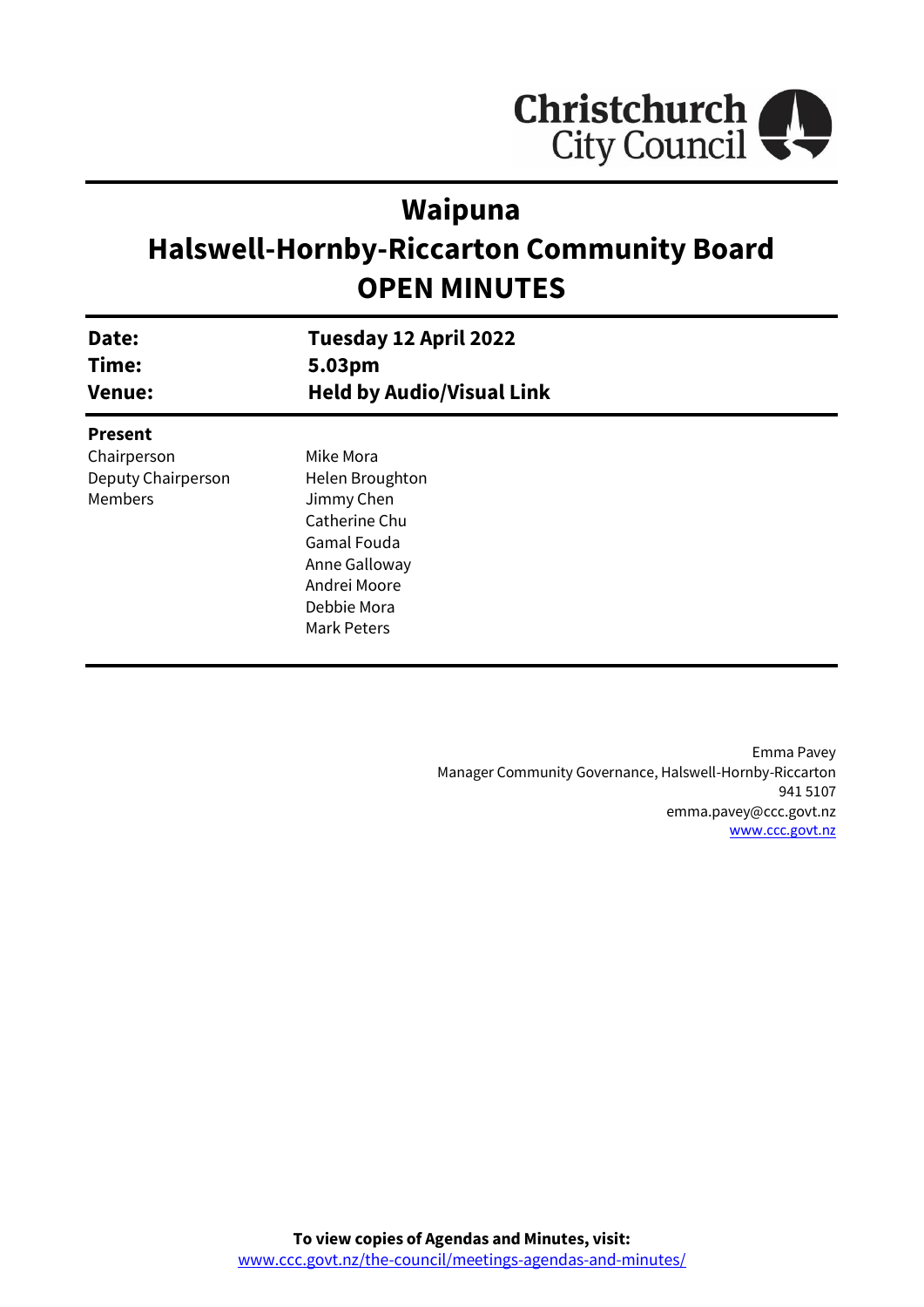# Waipuna
# Halswell-Hornby-Riccarton Community Board
# OPEN MINUTES

| | |
|---|---|
| **Date:** | **Tuesday 12 April 2022** |
| **Time:** | **5.03pm** |
| **Venue:** | **Held by Audio/Visual Link** |

**Present**

| | |
|---|---|
| Chairperson | Mike Mora |
| Deputy Chairperson | Helen Broughton |
| Members | Jimmy Chen |
| | Catherine Chu |
| | Gamal Fouda |
| | Anne Galloway |
| | Andrei Moore |
| | Debbie Mora |
| | Mark Peters |

Emma Pavey
Manager Community Governance, Halswell-Hornby-Riccarton
941 5107
emma.pavey@ccc.govt.nz
www.ccc.govt.nz

**To view copies of Agendas and Minutes, visit:**
www.ccc.govt.nz/the-council/meetings-agendas-and-minutes/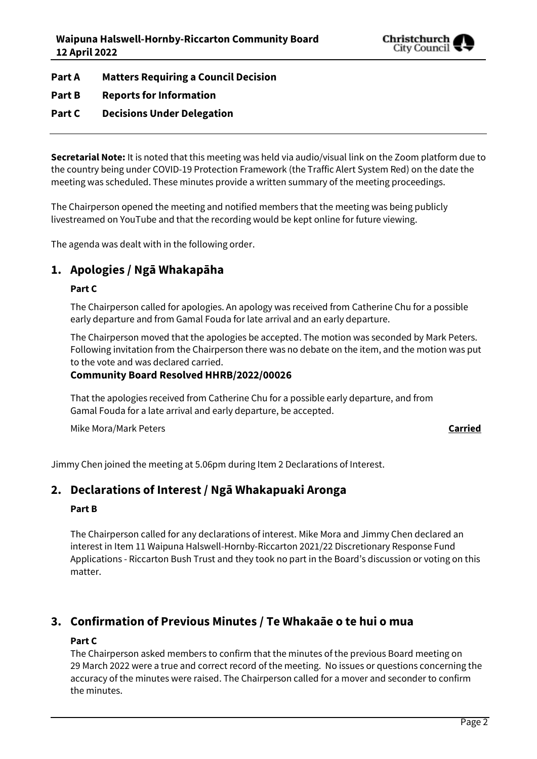**Part A Matters Requiring a Council Decision**

**Part B Reports for Information**

**Part C Decisions Under Delegation**

---

**Secretarial Note:** It is noted that this meeting was held via audio/visual link on the Zoom platform due to the country being under COVID-19 Protection Framework (the Traffic Alert System Red) on the date the meeting was scheduled. These minutes provide a written summary of the meeting proceedings.

The Chairperson opened the meeting and notified members that the meeting was being publicly livestreamed on YouTube and that the recording would be kept online for future viewing.

The agenda was dealt with in the following order.

## 1. Apologies / Ngā Whakapāha

**Part C**

The Chairperson called for apologies. An apology was received from Catherine Chu for a possible early departure and from Gamal Fouda for late arrival and an early departure.

The Chairperson moved that the apologies be accepted. The motion was seconded by Mark Peters. Following invitation from the Chairperson there was no debate on the item, and the motion was put to the vote and was declared carried.

**Community Board Resolved HHRB/2022/00026**

That the apologies received from Catherine Chu for a possible early departure, and from Gamal Fouda for a late arrival and early departure, be accepted.

Mike Mora/Mark Peters **Carried**

Jimmy Chen joined the meeting at 5.06pm during Item 2 Declarations of Interest.

## 2. Declarations of Interest / Ngā Whakapuaki Aronga

**Part B**

The Chairperson called for any declarations of interest. Mike Mora and Jimmy Chen declared an interest in Item 11 Waipuna Halswell-Hornby-Riccarton 2021/22 Discretionary Response Fund Applications - Riccarton Bush Trust and they took no part in the Board's discussion or voting on this matter.

## 3. Confirmation of Previous Minutes / Te Whakaāe o te hui o mua

**Part C**

The Chairperson asked members to confirm that the minutes of the previous Board meeting on 29 March 2022 were a true and correct record of the meeting. No issues or questions concerning the accuracy of the minutes were raised. The Chairperson called for a mover and seconder to confirm the minutes.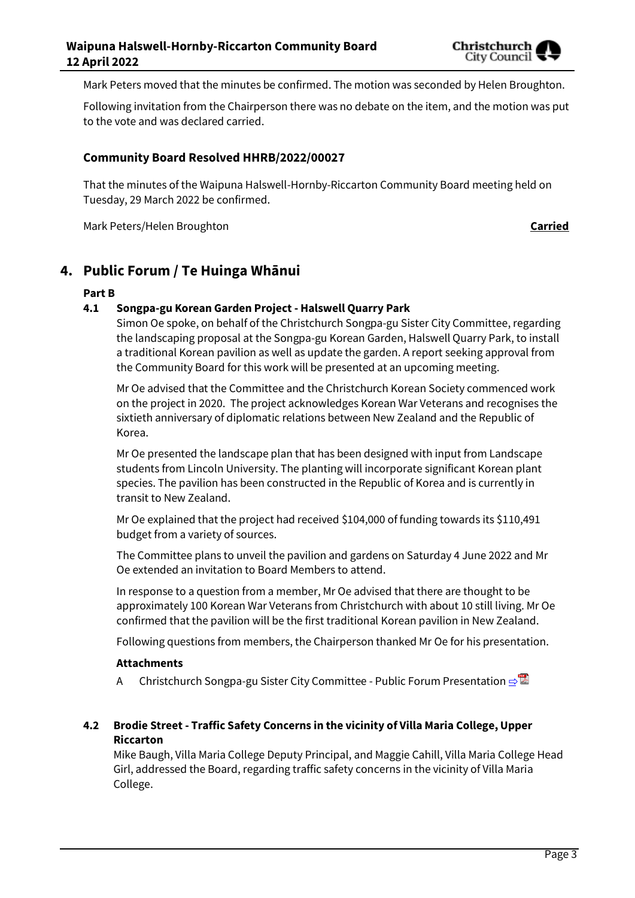Mark Peters moved that the minutes be confirmed. The motion was seconded by Helen Broughton.

Following invitation from the Chairperson there was no debate on the item, and the motion was put to the vote and was declared carried.

### Community Board Resolved HHRB/2022/00027

That the minutes of the Waipuna Halswell-Hornby-Riccarton Community Board meeting held on Tuesday, 29 March 2022 be confirmed.

Mark Peters/Helen Broughton **Carried**

## 4. Public Forum / Te Huinga Whānui

**Part B**

### 4.1 Songpa-gu Korean Garden Project - Halswell Quarry Park

Simon Oe spoke, on behalf of the Christchurch Songpa-gu Sister City Committee, regarding the landscaping proposal at the Songpa-gu Korean Garden, Halswell Quarry Park, to install a traditional Korean pavilion as well as update the garden. A report seeking approval from the Community Board for this work will be presented at an upcoming meeting.

Mr Oe advised that the Committee and the Christchurch Korean Society commenced work on the project in 2020. The project acknowledges Korean War Veterans and recognises the sixtieth anniversary of diplomatic relations between New Zealand and the Republic of Korea.

Mr Oe presented the landscape plan that has been designed with input from Landscape students from Lincoln University. The planting will incorporate significant Korean plant species. The pavilion has been constructed in the Republic of Korea and is currently in transit to New Zealand.

Mr Oe explained that the project had received $104,000 of funding towards its $110,491 budget from a variety of sources.

The Committee plans to unveil the pavilion and gardens on Saturday 4 June 2022 and Mr Oe extended an invitation to Board Members to attend.

In response to a question from a member, Mr Oe advised that there are thought to be approximately 100 Korean War Veterans from Christchurch with about 10 still living. Mr Oe confirmed that the pavilion will be the first traditional Korean pavilion in New Zealand.

Following questions from members, the Chairperson thanked Mr Oe for his presentation.

**Attachments**

A Christchurch Songpa-gu Sister City Committee - Public Forum Presentation ⇨

### 4.2 Brodie Street - Traffic Safety Concerns in the vicinity of Villa Maria College, Upper Riccarton

Mike Baugh, Villa Maria College Deputy Principal, and Maggie Cahill, Villa Maria College Head Girl, addressed the Board, regarding traffic safety concerns in the vicinity of Villa Maria College.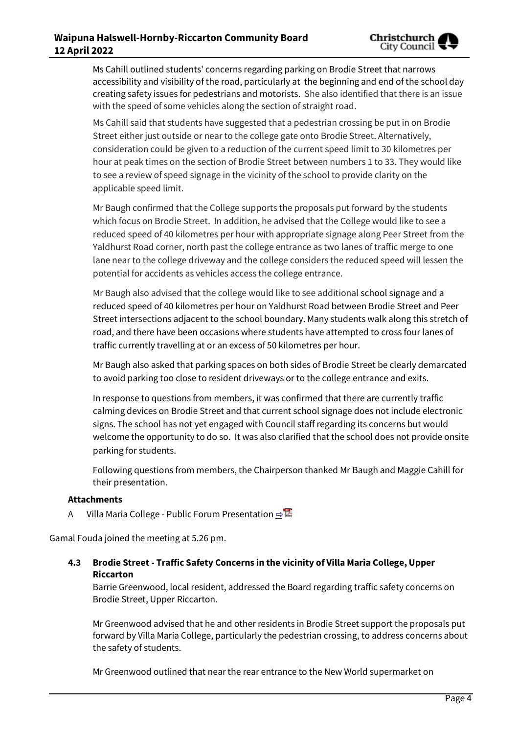Ms Cahill outlined students' concerns regarding parking on Brodie Street that narrows accessibility and visibility of the road, particularly at the beginning and end of the school day creating safety issues for pedestrians and motorists. She also identified that there is an issue with the speed of some vehicles along the section of straight road.

Ms Cahill said that students have suggested that a pedestrian crossing be put in on Brodie Street either just outside or near to the college gate onto Brodie Street. Alternatively, consideration could be given to a reduction of the current speed limit to 30 kilometres per hour at peak times on the section of Brodie Street between numbers 1 to 33. They would like to see a review of speed signage in the vicinity of the school to provide clarity on the applicable speed limit.

Mr Baugh confirmed that the College supports the proposals put forward by the students which focus on Brodie Street. In addition, he advised that the College would like to see a reduced speed of 40 kilometres per hour with appropriate signage along Peer Street from the Yaldhurst Road corner, north past the college entrance as two lanes of traffic merge to one lane near to the college driveway and the college considers the reduced speed will lessen the potential for accidents as vehicles access the college entrance.

Mr Baugh also advised that the college would like to see additional school signage and a reduced speed of 40 kilometres per hour on Yaldhurst Road between Brodie Street and Peer Street intersections adjacent to the school boundary. Many students walk along this stretch of road, and there have been occasions where students have attempted to cross four lanes of traffic currently travelling at or an excess of 50 kilometres per hour.

Mr Baugh also asked that parking spaces on both sides of Brodie Street be clearly demarcated to avoid parking too close to resident driveways or to the college entrance and exits.

In response to questions from members, it was confirmed that there are currently traffic calming devices on Brodie Street and that current school signage does not include electronic signs. The school has not yet engaged with Council staff regarding its concerns but would welcome the opportunity to do so. It was also clarified that the school does not provide onsite parking for students.

Following questions from members, the Chairperson thanked Mr Baugh and Maggie Cahill for their presentation.

**Attachments**

A Villa Maria College - Public Forum Presentation

Gamal Fouda joined the meeting at 5.26 pm.

### 4.3 Brodie Street - Traffic Safety Concerns in the vicinity of Villa Maria College, Upper Riccarton

Barrie Greenwood, local resident, addressed the Board regarding traffic safety concerns on Brodie Street, Upper Riccarton.

Mr Greenwood advised that he and other residents in Brodie Street support the proposals put forward by Villa Maria College, particularly the pedestrian crossing, to address concerns about the safety of students.

Mr Greenwood outlined that near the rear entrance to the New World supermarket on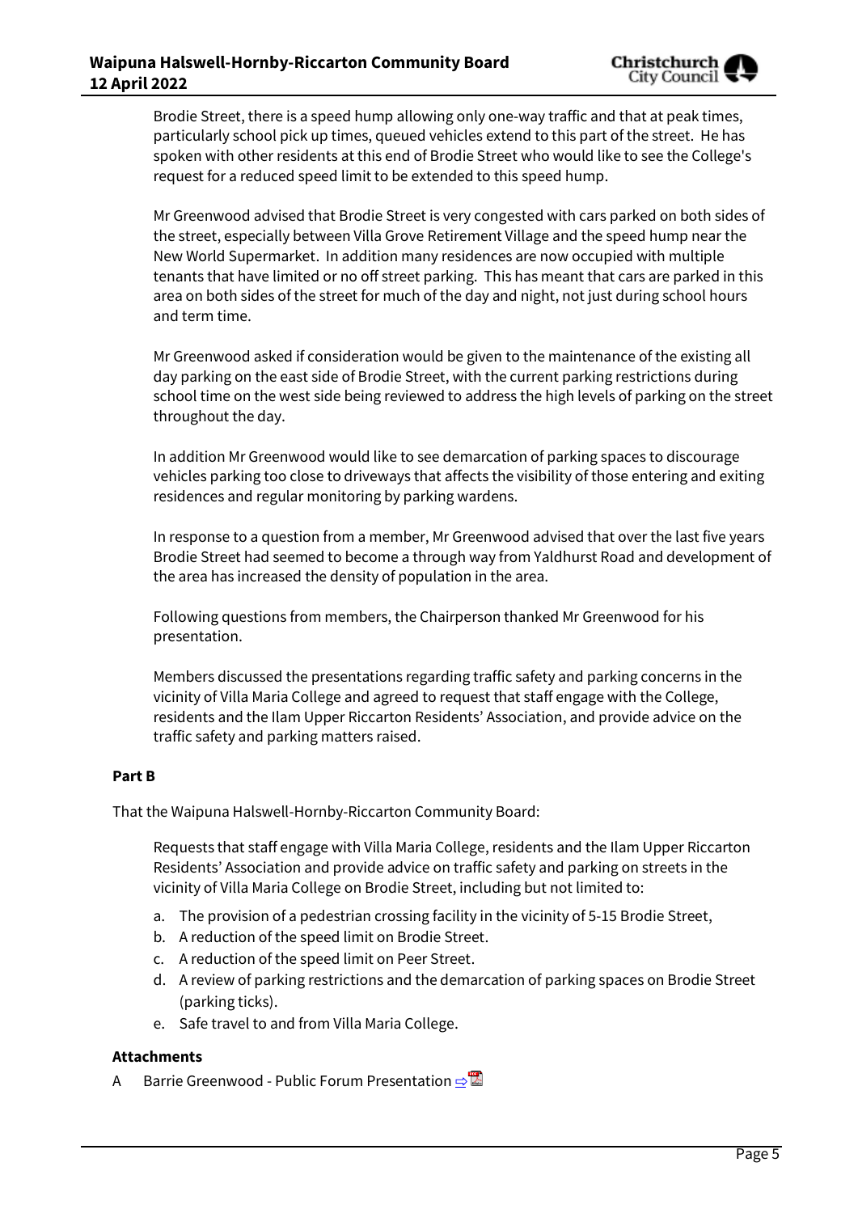Brodie Street, there is a speed hump allowing only one-way traffic and that at peak times, particularly school pick up times, queued vehicles extend to this part of the street. He has spoken with other residents at this end of Brodie Street who would like to see the College's request for a reduced speed limit to be extended to this speed hump.

Mr Greenwood advised that Brodie Street is very congested with cars parked on both sides of the street, especially between Villa Grove Retirement Village and the speed hump near the New World Supermarket. In addition many residences are now occupied with multiple tenants that have limited or no off street parking. This has meant that cars are parked in this area on both sides of the street for much of the day and night, not just during school hours and term time.

Mr Greenwood asked if consideration would be given to the maintenance of the existing all day parking on the east side of Brodie Street, with the current parking restrictions during school time on the west side being reviewed to address the high levels of parking on the street throughout the day.

In addition Mr Greenwood would like to see demarcation of parking spaces to discourage vehicles parking too close to driveways that affects the visibility of those entering and exiting residences and regular monitoring by parking wardens.

In response to a question from a member, Mr Greenwood advised that over the last five years Brodie Street had seemed to become a through way from Yaldhurst Road and development of the area has increased the density of population in the area.

Following questions from members, the Chairperson thanked Mr Greenwood for his presentation.

Members discussed the presentations regarding traffic safety and parking concerns in the vicinity of Villa Maria College and agreed to request that staff engage with the College, residents and the Ilam Upper Riccarton Residents' Association, and provide advice on the traffic safety and parking matters raised.

**Part B**

That the Waipuna Halswell-Hornby-Riccarton Community Board:

Requests that staff engage with Villa Maria College, residents and the Ilam Upper Riccarton Residents' Association and provide advice on traffic safety and parking on streets in the vicinity of Villa Maria College on Brodie Street, including but not limited to:

a. The provision of a pedestrian crossing facility in the vicinity of 5-15 Brodie Street,
b. A reduction of the speed limit on Brodie Street.
c. A reduction of the speed limit on Peer Street.
d. A review of parking restrictions and the demarcation of parking spaces on Brodie Street (parking ticks).
e. Safe travel to and from Villa Maria College.

**Attachments**

A Barrie Greenwood - Public Forum Presentation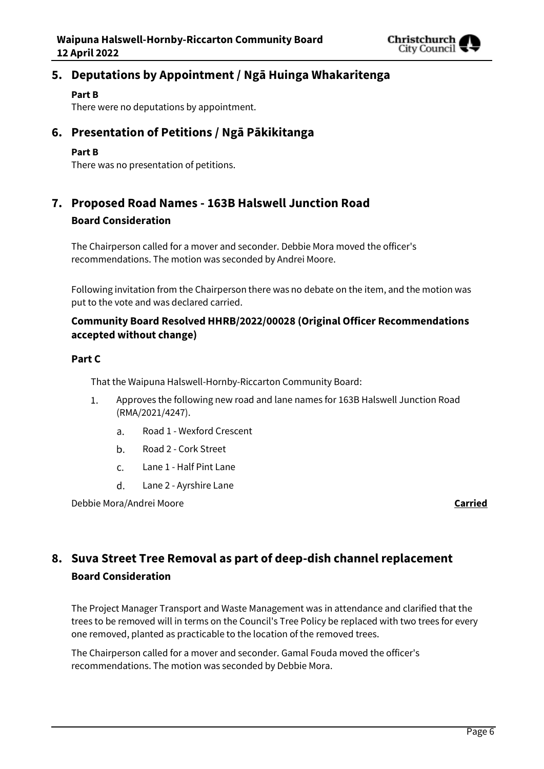## 5. Deputations by Appointment / Ngā Huinga Whakaritenga

**Part B**

There were no deputations by appointment.

## 6. Presentation of Petitions / Ngā Pākikitanga

**Part B**

There was no presentation of petitions.

## 7. Proposed Road Names - 163B Halswell Junction Road

### Board Consideration

The Chairperson called for a mover and seconder. Debbie Mora moved the officer's recommendations. The motion was seconded by Andrei Moore.

Following invitation from the Chairperson there was no debate on the item, and the motion was put to the vote and was declared carried.

### Community Board Resolved HHRB/2022/00028 (Original Officer Recommendations accepted without change)

**Part C**

That the Waipuna Halswell-Hornby-Riccarton Community Board:

1. Approves the following new road and lane names for 163B Halswell Junction Road (RMA/2021/4247).
    a. Road 1 - Wexford Crescent
    b. Road 2 - Cork Street
    c. Lane 1 - Half Pint Lane
    d. Lane 2 - Ayrshire Lane

Debbie Mora/Andrei Moore **Carried**

## 8. Suva Street Tree Removal as part of deep-dish channel replacement

### Board Consideration

The Project Manager Transport and Waste Management was in attendance and clarified that the trees to be removed will in terms on the Council's Tree Policy be replaced with two trees for every one removed, planted as practicable to the location of the removed trees.

The Chairperson called for a mover and seconder. Gamal Fouda moved the officer's recommendations. The motion was seconded by Debbie Mora.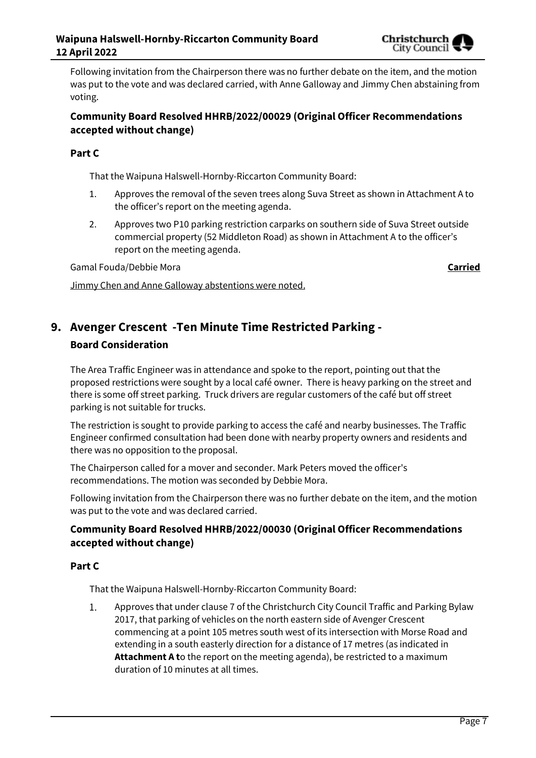Following invitation from the Chairperson there was no further debate on the item, and the motion was put to the vote and was declared carried, with Anne Galloway and Jimmy Chen abstaining from voting.

### Community Board Resolved HHRB/2022/00029 (Original Officer Recommendations accepted without change)

**Part C**

That the Waipuna Halswell-Hornby-Riccarton Community Board:

1. Approves the removal of the seven trees along Suva Street as shown in Attachment A to the officer's report on the meeting agenda.
2. Approves two P10 parking restriction carparks on southern side of Suva Street outside commercial property (52 Middleton Road) as shown in Attachment A to the officer's report on the meeting agenda.

Gamal Fouda/Debbie Mora **Carried**

Jimmy Chen and Anne Galloway abstentions were noted.

## 9. Avenger Crescent -Ten Minute Time Restricted Parking -

### Board Consideration

The Area Traffic Engineer was in attendance and spoke to the report, pointing out that the proposed restrictions were sought by a local café owner. There is heavy parking on the street and there is some off street parking. Truck drivers are regular customers of the café but off street parking is not suitable for trucks.

The restriction is sought to provide parking to access the café and nearby businesses. The Traffic Engineer confirmed consultation had been done with nearby property owners and residents and there was no opposition to the proposal.

The Chairperson called for a mover and seconder. Mark Peters moved the officer's recommendations. The motion was seconded by Debbie Mora.

Following invitation from the Chairperson there was no further debate on the item, and the motion was put to the vote and was declared carried.

### Community Board Resolved HHRB/2022/00030 (Original Officer Recommendations accepted without change)

**Part C**

That the Waipuna Halswell-Hornby-Riccarton Community Board:

1. Approves that under clause 7 of the Christchurch City Council Traffic and Parking Bylaw 2017, that parking of vehicles on the north eastern side of Avenger Crescent commencing at a point 105 metres south west of its intersection with Morse Road and extending in a south easterly direction for a distance of 17 metres (as indicated in **Attachment A t**o the report on the meeting agenda), be restricted to a maximum duration of 10 minutes at all times.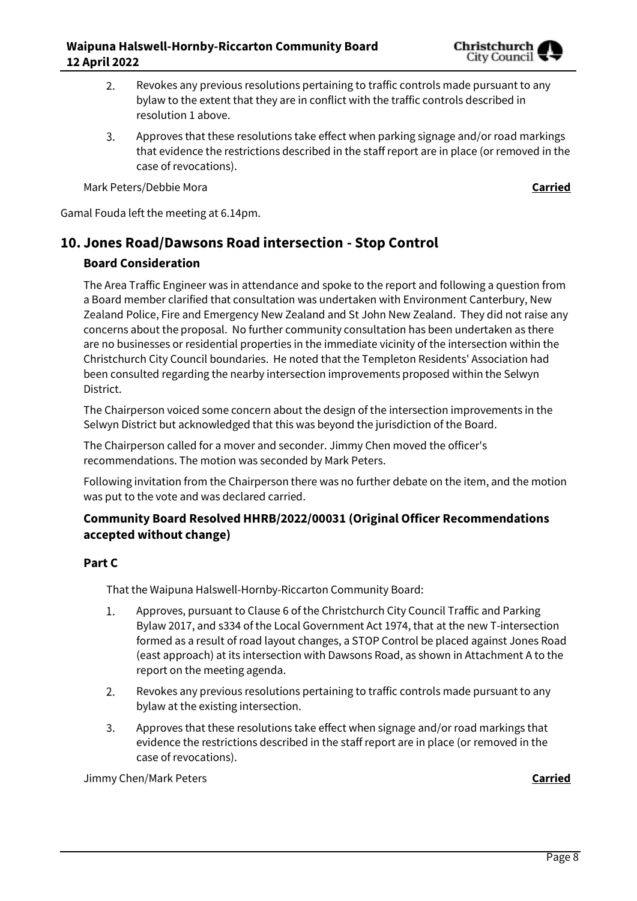2. Revokes any previous resolutions pertaining to traffic controls made pursuant to any bylaw to the extent that they are in conflict with the traffic controls described in resolution 1 above.
3. Approves that these resolutions take effect when parking signage and/or road markings that evidence the restrictions described in the staff report are in place (or removed in the case of revocations).

Mark Peters/Debbie Mora **Carried**

Gamal Fouda left the meeting at 6.14pm.

## 10. Jones Road/Dawsons Road intersection - Stop Control

### Board Consideration

The Area Traffic Engineer was in attendance and spoke to the report and following a question from a Board member clarified that consultation was undertaken with Environment Canterbury, New Zealand Police, Fire and Emergency New Zealand and St John New Zealand. They did not raise any concerns about the proposal. No further community consultation has been undertaken as there are no businesses or residential properties in the immediate vicinity of the intersection within the Christchurch City Council boundaries. He noted that the Templeton Residents' Association had been consulted regarding the nearby intersection improvements proposed within the Selwyn District.

The Chairperson voiced some concern about the design of the intersection improvements in the Selwyn District but acknowledged that this was beyond the jurisdiction of the Board.

The Chairperson called for a mover and seconder. Jimmy Chen moved the officer's recommendations. The motion was seconded by Mark Peters.

Following invitation from the Chairperson there was no further debate on the item, and the motion was put to the vote and was declared carried.

### Community Board Resolved HHRB/2022/00031 (Original Officer Recommendations accepted without change)

### Part C

That the Waipuna Halswell-Hornby-Riccarton Community Board:

1. Approves, pursuant to Clause 6 of the Christchurch City Council Traffic and Parking Bylaw 2017, and s334 of the Local Government Act 1974, that at the new T-intersection formed as a result of road layout changes, a STOP Control be placed against Jones Road (east approach) at its intersection with Dawsons Road, as shown in Attachment A to the report on the meeting agenda.
2. Revokes any previous resolutions pertaining to traffic controls made pursuant to any bylaw at the existing intersection.
3. Approves that these resolutions take effect when signage and/or road markings that evidence the restrictions described in the staff report are in place (or removed in the case of revocations).

Jimmy Chen/Mark Peters **Carried**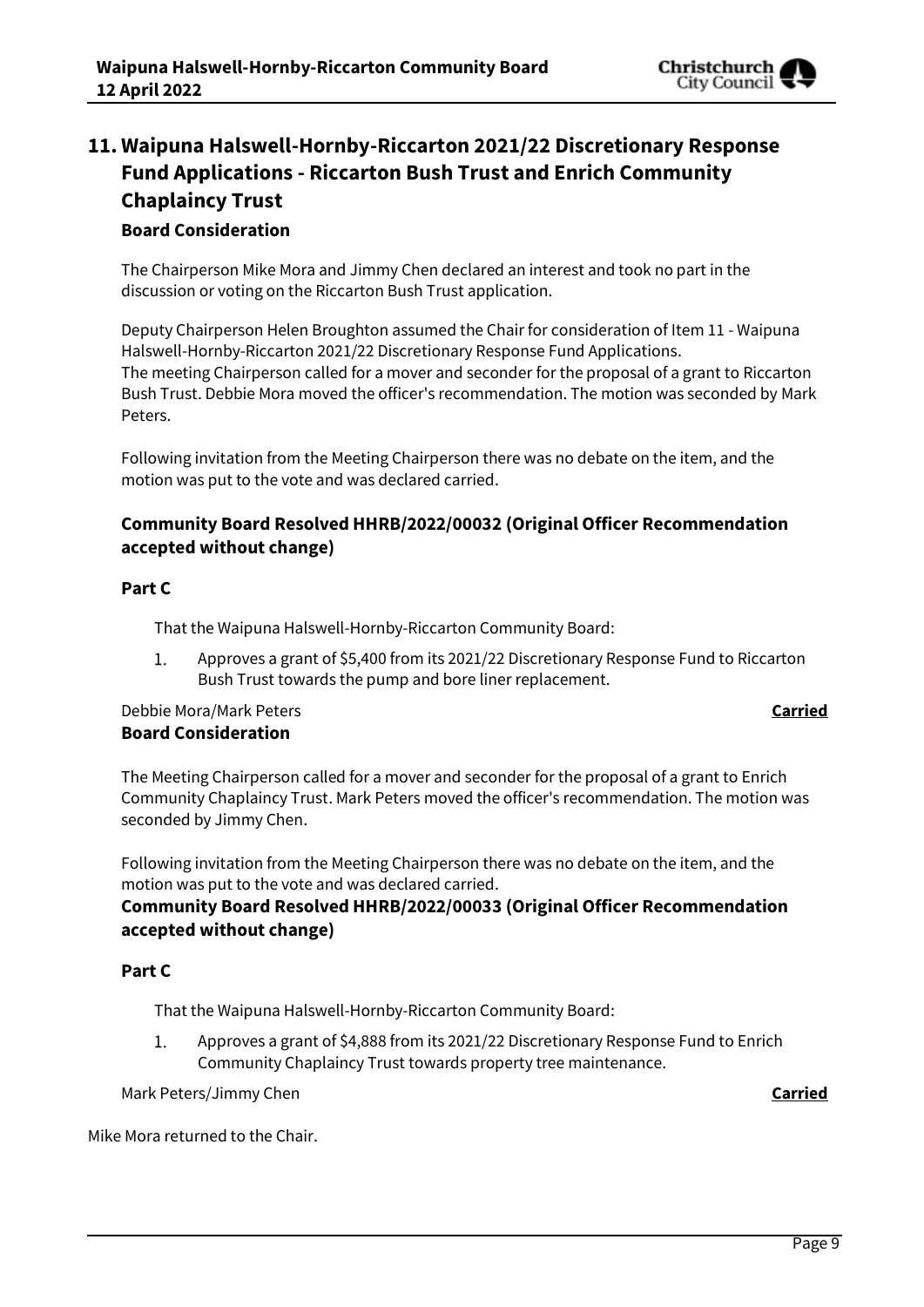## 11. Waipuna Halswell-Hornby-Riccarton 2021/22 Discretionary Response Fund Applications - Riccarton Bush Trust and Enrich Community Chaplaincy Trust

### Board Consideration

The Chairperson Mike Mora and Jimmy Chen declared an interest and took no part in the discussion or voting on the Riccarton Bush Trust application.

Deputy Chairperson Helen Broughton assumed the Chair for consideration of Item 11 - Waipuna Halswell-Hornby-Riccarton 2021/22 Discretionary Response Fund Applications.
The meeting Chairperson called for a mover and seconder for the proposal of a grant to Riccarton Bush Trust. Debbie Mora moved the officer's recommendation. The motion was seconded by Mark Peters.

Following invitation from the Meeting Chairperson there was no debate on the item, and the motion was put to the vote and was declared carried.

### Community Board Resolved HHRB/2022/00032 (Original Officer Recommendation accepted without change)

**Part C**

That the Waipuna Halswell-Hornby-Riccarton Community Board:

1. Approves a grant of $5,400 from its 2021/22 Discretionary Response Fund to Riccarton Bush Trust towards the pump and bore liner replacement.

Debbie Mora/Mark Peters **Carried**

### Board Consideration

The Meeting Chairperson called for a mover and seconder for the proposal of a grant to Enrich Community Chaplaincy Trust. Mark Peters moved the officer's recommendation. The motion was seconded by Jimmy Chen.

Following invitation from the Meeting Chairperson there was no debate on the item, and the motion was put to the vote and was declared carried.

### Community Board Resolved HHRB/2022/00033 (Original Officer Recommendation accepted without change)

**Part C**

That the Waipuna Halswell-Hornby-Riccarton Community Board:

1. Approves a grant of $4,888 from its 2021/22 Discretionary Response Fund to Enrich Community Chaplaincy Trust towards property tree maintenance.

Mark Peters/Jimmy Chen **Carried**

Mike Mora returned to the Chair.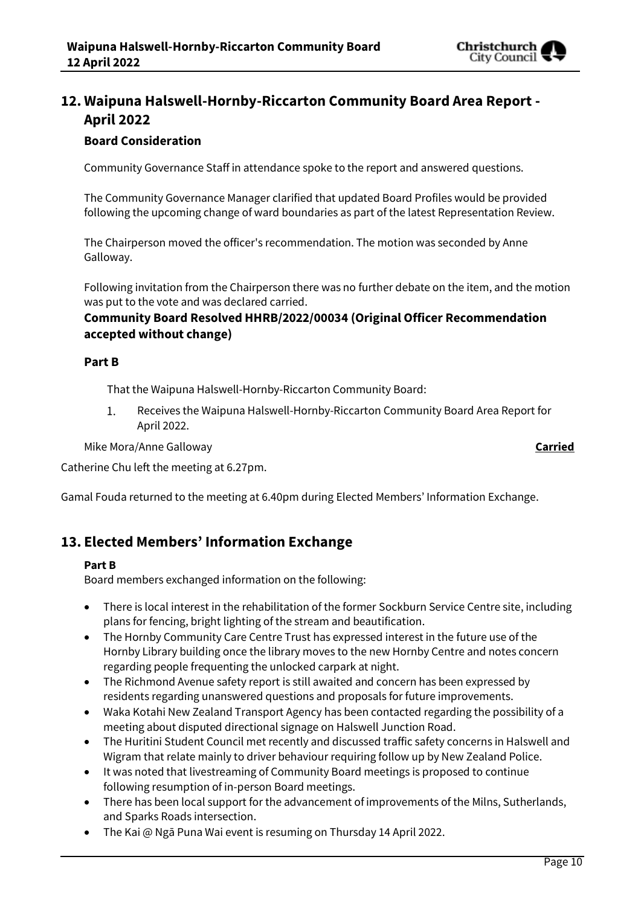## 12. Waipuna Halswell-Hornby-Riccarton Community Board Area Report - April 2022

### Board Consideration

Community Governance Staff in attendance spoke to the report and answered questions.

The Community Governance Manager clarified that updated Board Profiles would be provided following the upcoming change of ward boundaries as part of the latest Representation Review.

The Chairperson moved the officer's recommendation. The motion was seconded by Anne Galloway.

Following invitation from the Chairperson there was no further debate on the item, and the motion was put to the vote and was declared carried.

### Community Board Resolved HHRB/2022/00034 (Original Officer Recommendation accepted without change)

**Part B**

That the Waipuna Halswell-Hornby-Riccarton Community Board:

1. Receives the Waipuna Halswell-Hornby-Riccarton Community Board Area Report for April 2022.

Mike Mora/Anne Galloway **Carried**

Catherine Chu left the meeting at 6.27pm.

Gamal Fouda returned to the meeting at 6.40pm during Elected Members' Information Exchange.

## 13. Elected Members' Information Exchange

**Part B**

Board members exchanged information on the following:

- There is local interest in the rehabilitation of the former Sockburn Service Centre site, including plans for fencing, bright lighting of the stream and beautification.
- The Hornby Community Care Centre Trust has expressed interest in the future use of the Hornby Library building once the library moves to the new Hornby Centre and notes concern regarding people frequenting the unlocked carpark at night.
- The Richmond Avenue safety report is still awaited and concern has been expressed by residents regarding unanswered questions and proposals for future improvements.
- Waka Kotahi New Zealand Transport Agency has been contacted regarding the possibility of a meeting about disputed directional signage on Halswell Junction Road.
- The Huritini Student Council met recently and discussed traffic safety concerns in Halswell and Wigram that relate mainly to driver behaviour requiring follow up by New Zealand Police.
- It was noted that livestreaming of Community Board meetings is proposed to continue following resumption of in-person Board meetings.
- There has been local support for the advancement of improvements of the Milns, Sutherlands, and Sparks Roads intersection.
- The Kai @ Ngā Puna Wai event is resuming on Thursday 14 April 2022.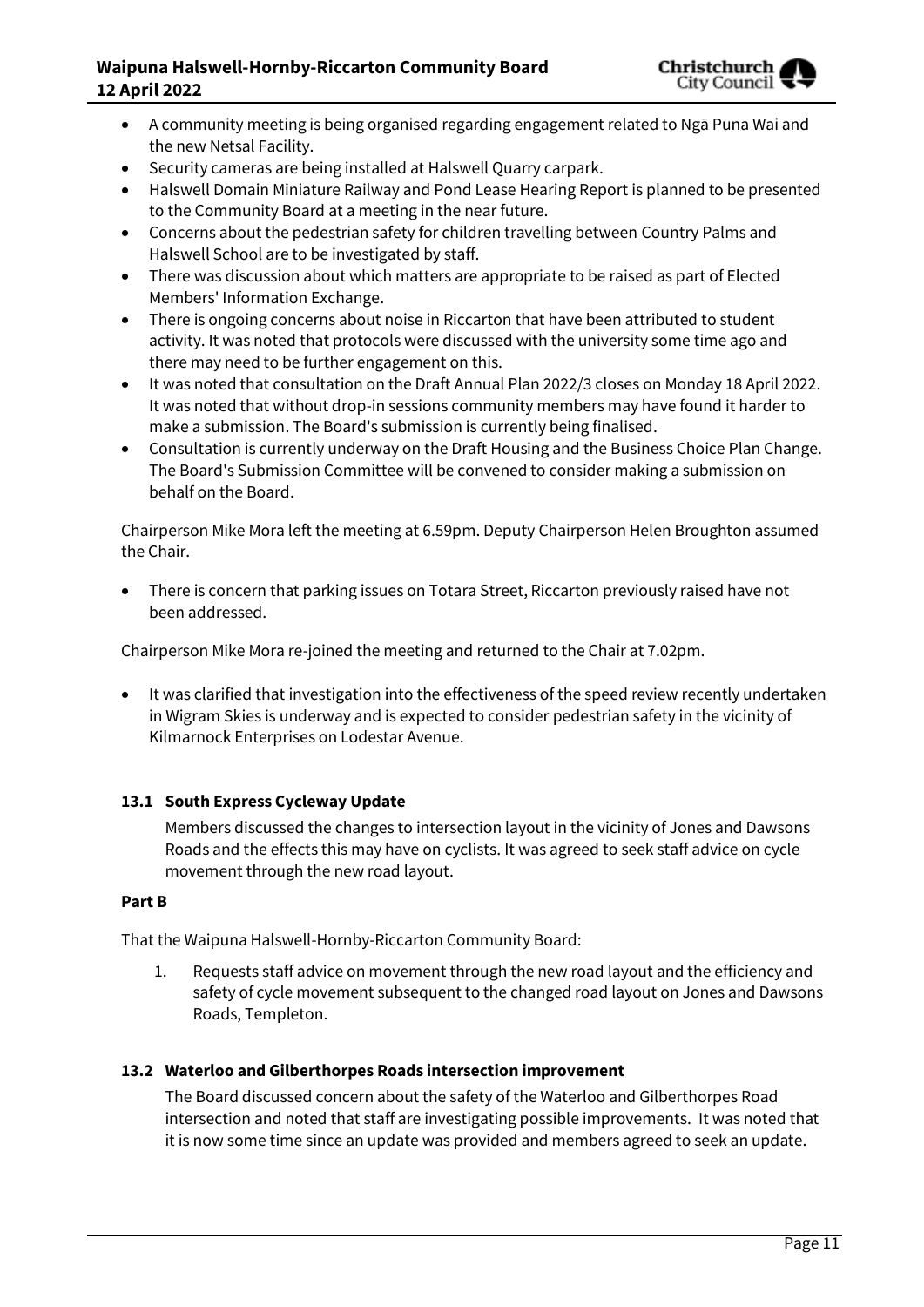- A community meeting is being organised regarding engagement related to Ngā Puna Wai and the new Netsal Facility.
- Security cameras are being installed at Halswell Quarry carpark.
- Halswell Domain Miniature Railway and Pond Lease Hearing Report is planned to be presented to the Community Board at a meeting in the near future.
- Concerns about the pedestrian safety for children travelling between Country Palms and Halswell School are to be investigated by staff.
- There was discussion about which matters are appropriate to be raised as part of Elected Members' Information Exchange.
- There is ongoing concerns about noise in Riccarton that have been attributed to student activity. It was noted that protocols were discussed with the university some time ago and there may need to be further engagement on this.
- It was noted that consultation on the Draft Annual Plan 2022/3 closes on Monday 18 April 2022. It was noted that without drop-in sessions community members may have found it harder to make a submission. The Board's submission is currently being finalised.
- Consultation is currently underway on the Draft Housing and the Business Choice Plan Change. The Board's Submission Committee will be convened to consider making a submission on behalf on the Board.

Chairperson Mike Mora left the meeting at 6.59pm. Deputy Chairperson Helen Broughton assumed the Chair.

- There is concern that parking issues on Totara Street, Riccarton previously raised have not been addressed.

Chairperson Mike Mora re-joined the meeting and returned to the Chair at 7.02pm.

- It was clarified that investigation into the effectiveness of the speed review recently undertaken in Wigram Skies is underway and is expected to consider pedestrian safety in the vicinity of Kilmarnock Enterprises on Lodestar Avenue.

### 13.1 South Express Cycleway Update

Members discussed the changes to intersection layout in the vicinity of Jones and Dawsons Roads and the effects this may have on cyclists. It was agreed to seek staff advice on cycle movement through the new road layout.

**Part B**

That the Waipuna Halswell-Hornby-Riccarton Community Board:

1. Requests staff advice on movement through the new road layout and the efficiency and safety of cycle movement subsequent to the changed road layout on Jones and Dawsons Roads, Templeton.

### 13.2 Waterloo and Gilberthorpes Roads intersection improvement

The Board discussed concern about the safety of the Waterloo and Gilberthorpes Road intersection and noted that staff are investigating possible improvements. It was noted that it is now some time since an update was provided and members agreed to seek an update.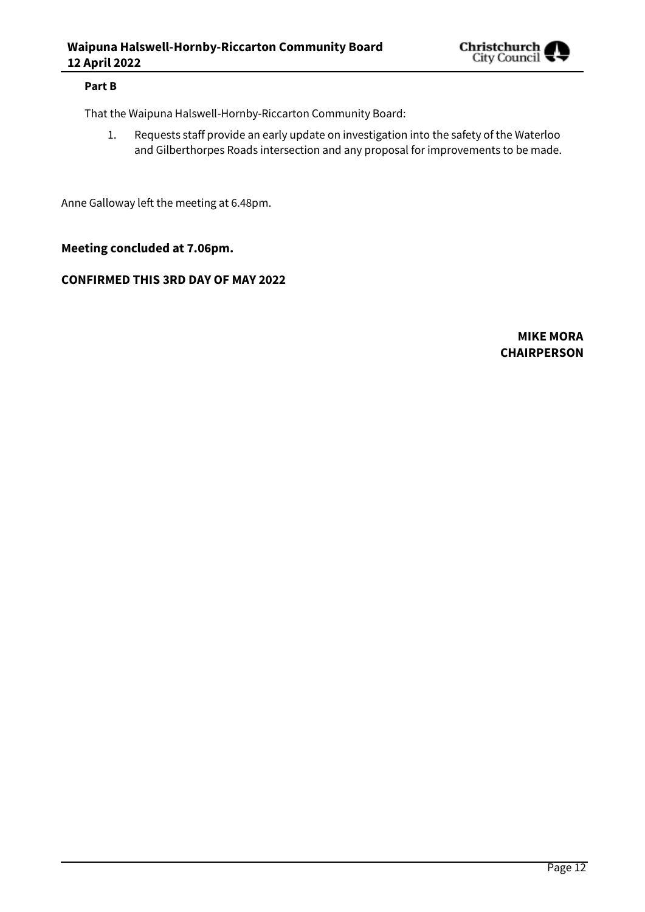**Part B**

That the Waipuna Halswell-Hornby-Riccarton Community Board:

1. Requests staff provide an early update on investigation into the safety of the Waterloo and Gilberthorpes Roads intersection and any proposal for improvements to be made.

Anne Galloway left the meeting at 6.48pm.

**Meeting concluded at 7.06pm.**

**CONFIRMED THIS 3RD DAY OF MAY 2022**

**MIKE MORA**
**CHAIRPERSON**